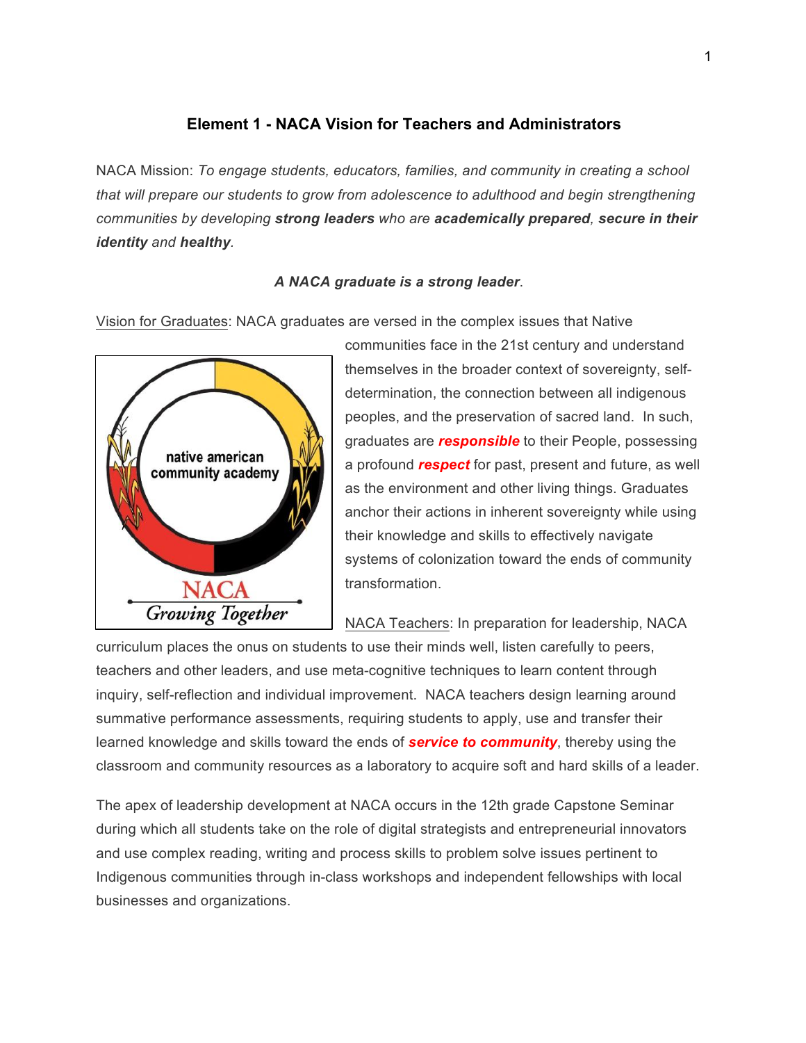# Element 1 - NACA Vision for Teachers and Administrators

NACA Mission: *To engage students, educators, families, and community in creating a school that will prepare our students to grow from adolescence to adulthood and begin strengthening communities by developing **strong leaders** who are **academically prepared**, **secure in their identity** and **healthy**.*

***A NACA graduate is a strong leader.***

Vision for Graduates: NACA graduates are versed in the complex issues that Native communities face in the 21st century and understand themselves in the broader context of sovereignty, self-determination, the connection between all indigenous peoples, and the preservation of sacred land. In such, graduates are ***responsible*** to their People, possessing a profound ***respect*** for past, present and future, as well as the environment and other living things. Graduates anchor their actions in inherent sovereignty while using their knowledge and skills to effectively navigate systems of colonization toward the ends of community transformation.

NACA Teachers: In preparation for leadership, NACA curriculum places the onus on students to use their minds well, listen carefully to peers, teachers and other leaders, and use meta-cognitive techniques to learn content through inquiry, self-reflection and individual improvement. NACA teachers design learning around summative performance assessments, requiring students to apply, use and transfer their learned knowledge and skills toward the ends of ***service to community***, thereby using the classroom and community resources as a laboratory to acquire soft and hard skills of a leader.

The apex of leadership development at NACA occurs in the 12th grade Capstone Seminar during which all students take on the role of digital strategists and entrepreneurial innovators and use complex reading, writing and process skills to problem solve issues pertinent to Indigenous communities through in-class workshops and independent fellowships with local businesses and organizations.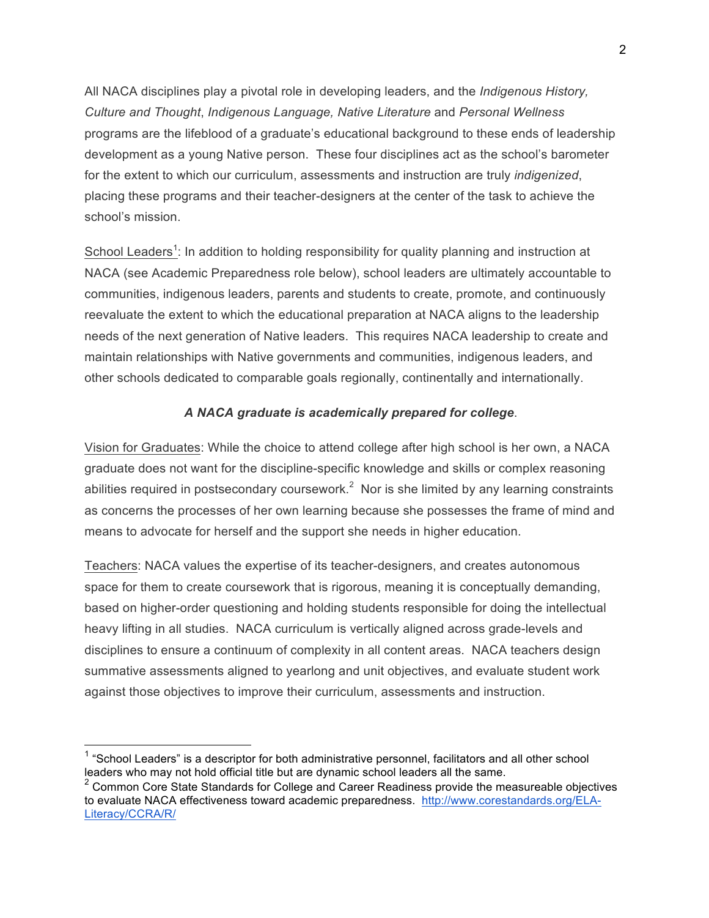All NACA disciplines play a pivotal role in developing leaders, and the *Indigenous History, Culture and Thought*, *Indigenous Language, Native Literature* and *Personal Wellness* programs are the lifeblood of a graduate's educational background to these ends of leadership development as a young Native person. These four disciplines act as the school's barometer for the extent to which our curriculum, assessments and instruction are truly *indigenized*, placing these programs and their teacher-designers at the center of the task to achieve the school's mission.

School Leaders[1]: In addition to holding responsibility for quality planning and instruction at NACA (see Academic Preparedness role below), school leaders are ultimately accountable to communities, indigenous leaders, parents and students to create, promote, and continuously reevaluate the extent to which the educational preparation at NACA aligns to the leadership needs of the next generation of Native leaders. This requires NACA leadership to create and maintain relationships with Native governments and communities, indigenous leaders, and other schools dedicated to comparable goals regionally, continentally and internationally.

***A NACA graduate is academically prepared for college***.

Vision for Graduates: While the choice to attend college after high school is her own, a NACA graduate does not want for the discipline-specific knowledge and skills or complex reasoning abilities required in postsecondary coursework.[2] Nor is she limited by any learning constraints as concerns the processes of her own learning because she possesses the frame of mind and means to advocate for herself and the support she needs in higher education.

Teachers: NACA values the expertise of its teacher-designers, and creates autonomous space for them to create coursework that is rigorous, meaning it is conceptually demanding, based on higher-order questioning and holding students responsible for doing the intellectual heavy lifting in all studies. NACA curriculum is vertically aligned across grade-levels and disciplines to ensure a continuum of complexity in all content areas. NACA teachers design summative assessments aligned to yearlong and unit objectives, and evaluate student work against those objectives to improve their curriculum, assessments and instruction.

---

[1] "School Leaders" is a descriptor for both administrative personnel, facilitators and all other school leaders who may not hold official title but are dynamic school leaders all the same.

[2] Common Core State Standards for College and Career Readiness provide the measureable objectives to evaluate NACA effectiveness toward academic preparedness. http://www.corestandards.org/ELA-Literacy/CCRA/R/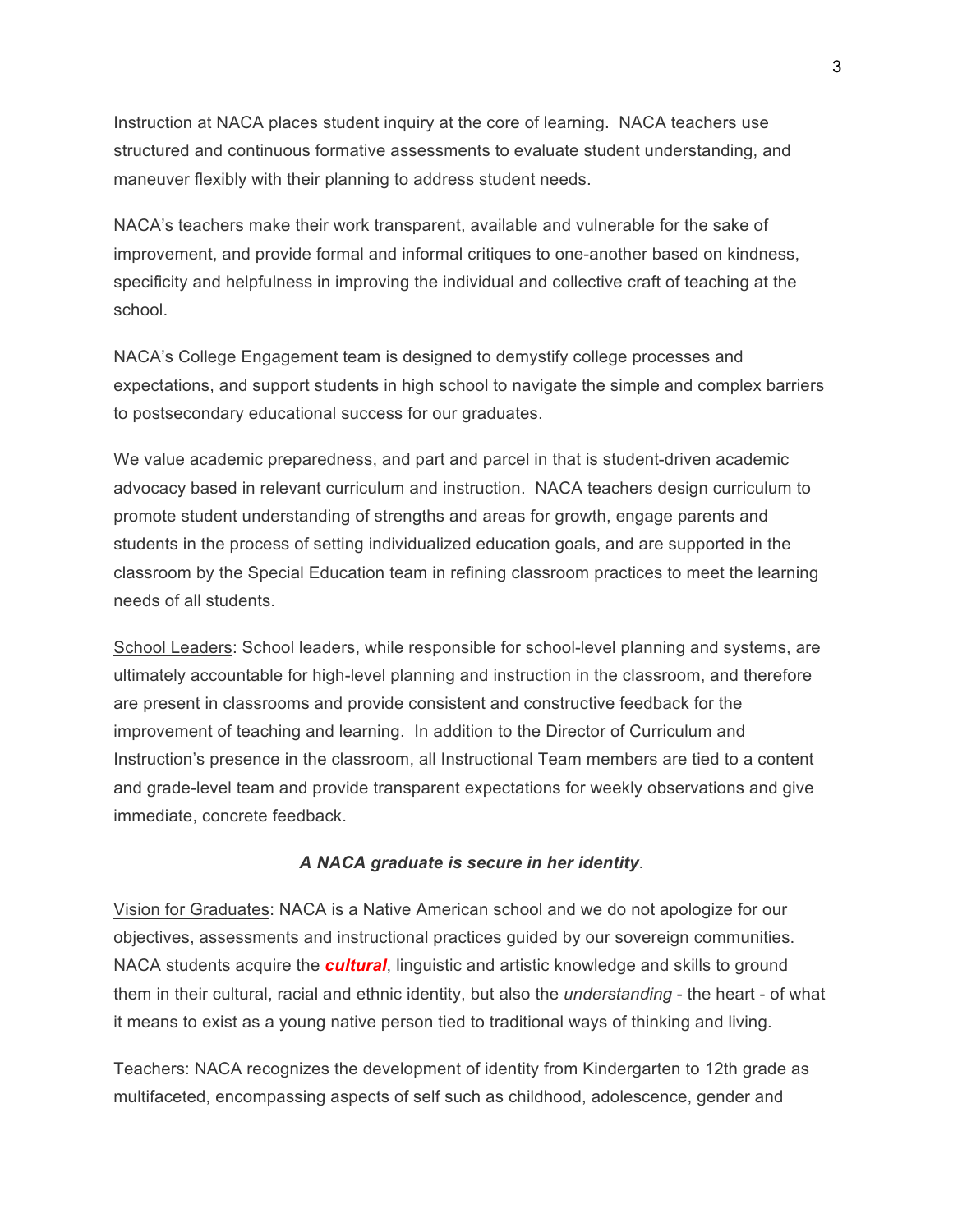Instruction at NACA places student inquiry at the core of learning.  NACA teachers use structured and continuous formative assessments to evaluate student understanding, and maneuver flexibly with their planning to address student needs.

NACA's teachers make their work transparent, available and vulnerable for the sake of improvement, and provide formal and informal critiques to one-another based on kindness, specificity and helpfulness in improving the individual and collective craft of teaching at the school.

NACA's College Engagement team is designed to demystify college processes and expectations, and support students in high school to navigate the simple and complex barriers to postsecondary educational success for our graduates.

We value academic preparedness, and part and parcel in that is student-driven academic advocacy based in relevant curriculum and instruction.  NACA teachers design curriculum to promote student understanding of strengths and areas for growth, engage parents and students in the process of setting individualized education goals, and are supported in the classroom by the Special Education team in refining classroom practices to meet the learning needs of all students.

<u>School Leaders</u>: School leaders, while responsible for school-level planning and systems, are ultimately accountable for high-level planning and instruction in the classroom, and therefore are present in classrooms and provide consistent and constructive feedback for the improvement of teaching and learning.  In addition to the Director of Curriculum and Instruction's presence in the classroom, all Instructional Team members are tied to a content and grade-level team and provide transparent expectations for weekly observations and give immediate, concrete feedback.

***A NACA graduate is secure in her identity*.**

<u>Vision for Graduates</u>: NACA is a Native American school and we do not apologize for our objectives, assessments and instructional practices guided by our sovereign communities. NACA students acquire the ***cultural***, linguistic and artistic knowledge and skills to ground them in their cultural, racial and ethnic identity, but also the *understanding* - the heart - of what it means to exist as a young native person tied to traditional ways of thinking and living.

<u>Teachers</u>: NACA recognizes the development of identity from Kindergarten to 12th grade as multifaceted, encompassing aspects of self such as childhood, adolescence, gender and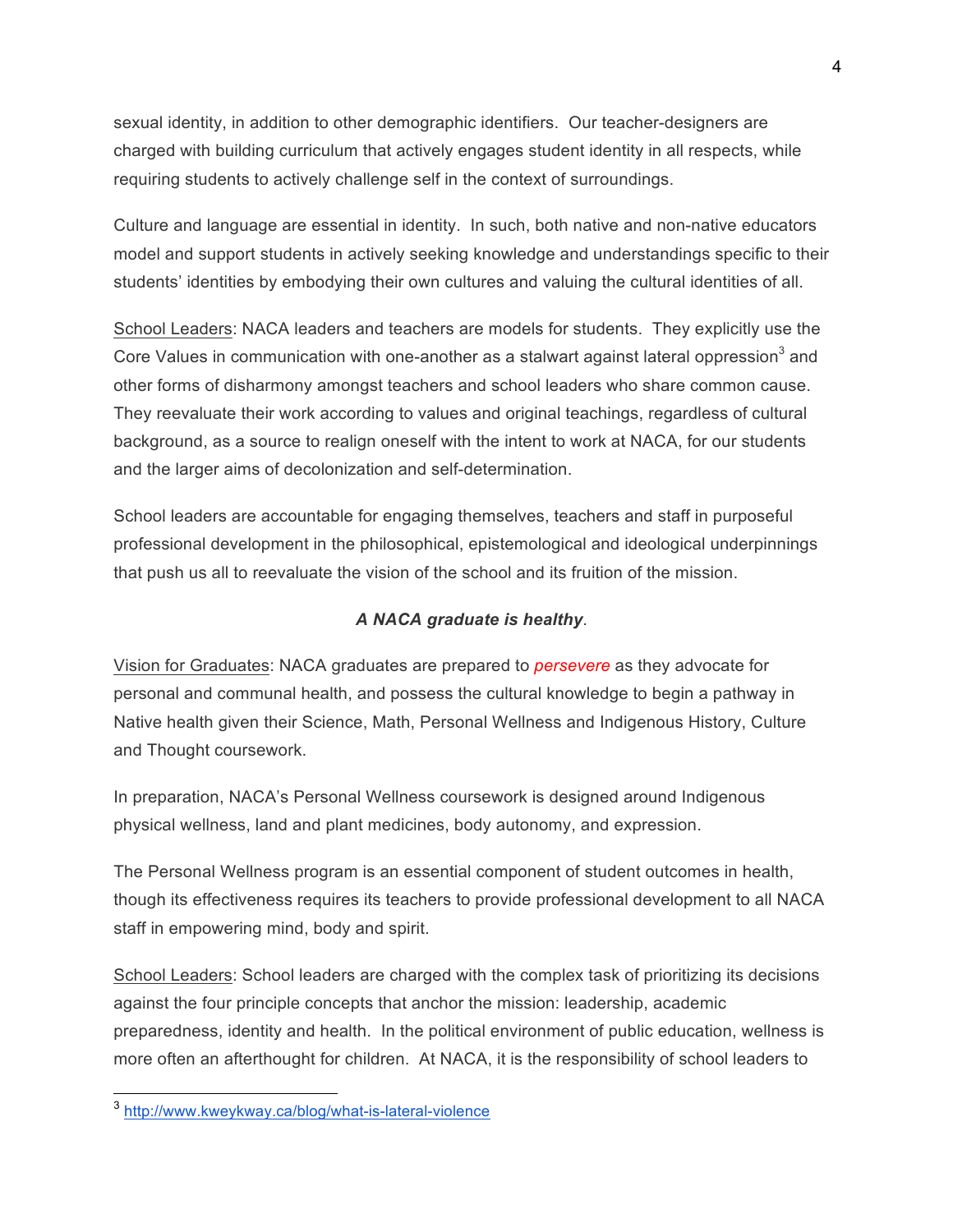sexual identity, in addition to other demographic identifiers. Our teacher-designers are charged with building curriculum that actively engages student identity in all respects, while requiring students to actively challenge self in the context of surroundings.

Culture and language are essential in identity. In such, both native and non-native educators model and support students in actively seeking knowledge and understandings specific to their students' identities by embodying their own cultures and valuing the cultural identities of all.

School Leaders: NACA leaders and teachers are models for students. They explicitly use the Core Values in communication with one-another as a stalwart against lateral oppression[3] and other forms of disharmony amongst teachers and school leaders who share common cause. They reevaluate their work according to values and original teachings, regardless of cultural background, as a source to realign oneself with the intent to work at NACA, for our students and the larger aims of decolonization and self-determination.

School leaders are accountable for engaging themselves, teachers and staff in purposeful professional development in the philosophical, epistemological and ideological underpinnings that push us all to reevaluate the vision of the school and its fruition of the mission.

***A NACA graduate is healthy*.**

Vision for Graduates: NACA graduates are prepared to *persevere* as they advocate for personal and communal health, and possess the cultural knowledge to begin a pathway in Native health given their Science, Math, Personal Wellness and Indigenous History, Culture and Thought coursework.

In preparation, NACA's Personal Wellness coursework is designed around Indigenous physical wellness, land and plant medicines, body autonomy, and expression.

The Personal Wellness program is an essential component of student outcomes in health, though its effectiveness requires its teachers to provide professional development to all NACA staff in empowering mind, body and spirit.

School Leaders: School leaders are charged with the complex task of prioritizing its decisions against the four principle concepts that anchor the mission: leadership, academic preparedness, identity and health. In the political environment of public education, wellness is more often an afterthought for children. At NACA, it is the responsibility of school leaders to

[3] http://www.kweykway.ca/blog/what-is-lateral-violence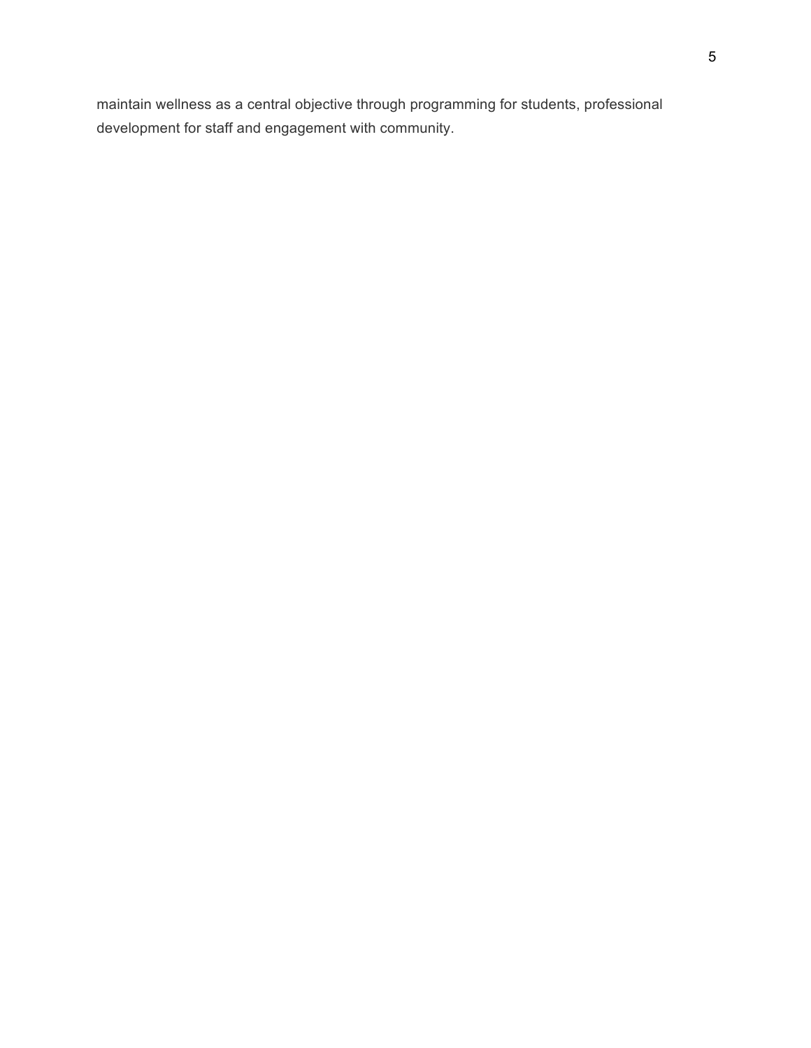maintain wellness as a central objective through programming for students, professional development for staff and engagement with community.